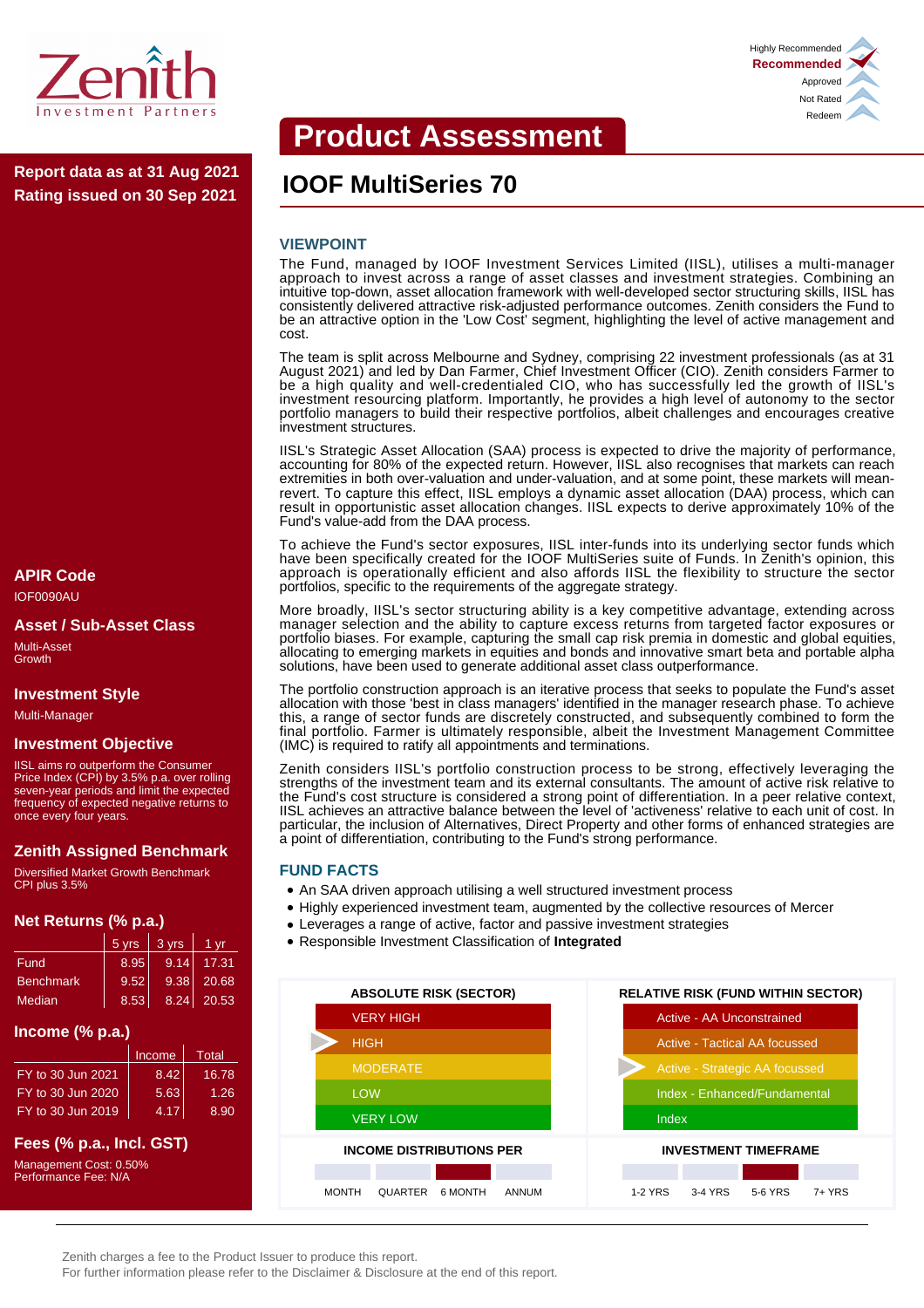Zenith Investment Partners

Highly Recommended
**Recommended**
Approved
Not Rated
Redeem

# Product Assessment

**Report data as at 31 Aug 2021**
**Rating issued on 30 Sep 2021**

## IOOF MultiSeries 70

### VIEWPOINT

The Fund, managed by IOOF Investment Services Limited (IISL), utilises a multi-manager approach to invest across a range of asset classes and investment strategies. Combining an intuitive top-down, asset allocation framework with well-developed sector structuring skills, IISL has consistently delivered attractive risk-adjusted performance outcomes. Zenith considers the Fund to be an attractive option in the 'Low Cost' segment, highlighting the level of active management and cost.

The team is split across Melbourne and Sydney, comprising 22 investment professionals (as at 31 August 2021) and led by Dan Farmer, Chief Investment Officer (CIO). Zenith considers Farmer to be a high quality and well-credentialed CIO, who has successfully led the growth of IISL's investment resourcing platform. Importantly, he provides a high level of autonomy to the sector portfolio managers to build their respective portfolios, albeit challenges and encourages creative investment structures.

IISL's Strategic Asset Allocation (SAA) process is expected to drive the majority of performance, accounting for 80% of the expected return. However, IISL also recognises that markets can reach extremities in both over-valuation and under-valuation, and at some point, these markets will mean-revert. To capture this effect, IISL employs a dynamic asset allocation (DAA) process, which can result in opportunistic asset allocation changes. IISL expects to derive approximately 10% of the Fund's value-add from the DAA process.

To achieve the Fund's sector exposures, IISL inter-funds into its underlying sector funds which have been specifically created for the IOOF MultiSeries suite of Funds. In Zenith's opinion, this approach is operationally efficient and also affords IISL the flexibility to structure the sector portfolios, specific to the requirements of the aggregate strategy.

More broadly, IISL's sector structuring ability is a key competitive advantage, extending across manager selection and the ability to capture excess returns from targeted factor exposures or portfolio biases. For example, capturing the small cap risk premia in domestic and global equities, allocating to emerging markets in equities and bonds and innovative smart beta and portable alpha solutions, have been used to generate additional asset class outperformance.

The portfolio construction approach is an iterative process that seeks to populate the Fund's asset allocation with those 'best in class managers' identified in the manager research phase. To achieve this, a range of sector funds are discretely constructed, and subsequently combined to form the final portfolio. Farmer is ultimately responsible, albeit the Investment Management Committee (IMC) is required to ratify all appointments and terminations.

Zenith considers IISL's portfolio construction process to be strong, effectively leveraging the strengths of the investment team and its external consultants. The amount of active risk relative to the Fund's cost structure is considered a strong point of differentiation. In a peer relative context, IISL achieves an attractive balance between the level of 'activeness' relative to each unit of cost. In particular, the inclusion of Alternatives, Direct Property and other forms of enhanced strategies are a point of differentiation, contributing to the Fund's strong performance.

### FUND FACTS

- An SAA driven approach utilising a well structured investment process
- Highly experienced investment team, augmented by the collective resources of Mercer
- Leverages a range of active, factor and passive investment strategies
- Responsible Investment Classification of **Integrated**

| ABSOLUTE RISK (SECTOR) | RELATIVE RISK (FUND WITHIN SECTOR) |
|---|---|
| VERY HIGH | Active - AA Unconstrained |
| ▶ HIGH | Active - Tactical AA focussed |
| MODERATE | ▶ Active - Strategic AA focussed |
| LOW | Index - Enhanced/Fundamental |
| VERY LOW | Index |

**INCOME DISTRIBUTIONS PER:** MONTH | QUARTER | **6 MONTH** (selected) | ANNUM

**INVESTMENT TIMEFRAME:** 1-2 YRS | 3-4 YRS | **5-6 YRS** (selected) | 7+ YRS

### APIR Code

IOF0090AU

### Asset / Sub-Asset Class

Multi-Asset
Growth

### Investment Style

Multi-Manager

### Investment Objective

IISL aims ro outperform the Consumer Price Index (CPI) by 3.5% p.a. over rolling seven-year periods and limit the expected frequency of expected negative returns to once every four years.

### Zenith Assigned Benchmark

Diversified Market Growth Benchmark
CPI plus 3.5%

### Net Returns (% p.a.)

| | 5 yrs | 3 yrs | 1 yr |
|---|---|---|---|
| Fund | 8.95 | 9.14 | 17.31 |
| Benchmark | 9.52 | 9.38 | 20.68 |
| Median | 8.53 | 8.24 | 20.53 |

### Income (% p.a.)

| | Income | Total |
|---|---|---|
| FY to 30 Jun 2021 | 8.42 | 16.78 |
| FY to 30 Jun 2020 | 5.63 | 1.26 |
| FY to 30 Jun 2019 | 4.17 | 8.90 |

### Fees (% p.a., Incl. GST)

Management Cost: 0.50%
Performance Fee: N/A

Zenith charges a fee to the Product Issuer to produce this report.
For further information please refer to the Disclaimer & Disclosure at the end of this report.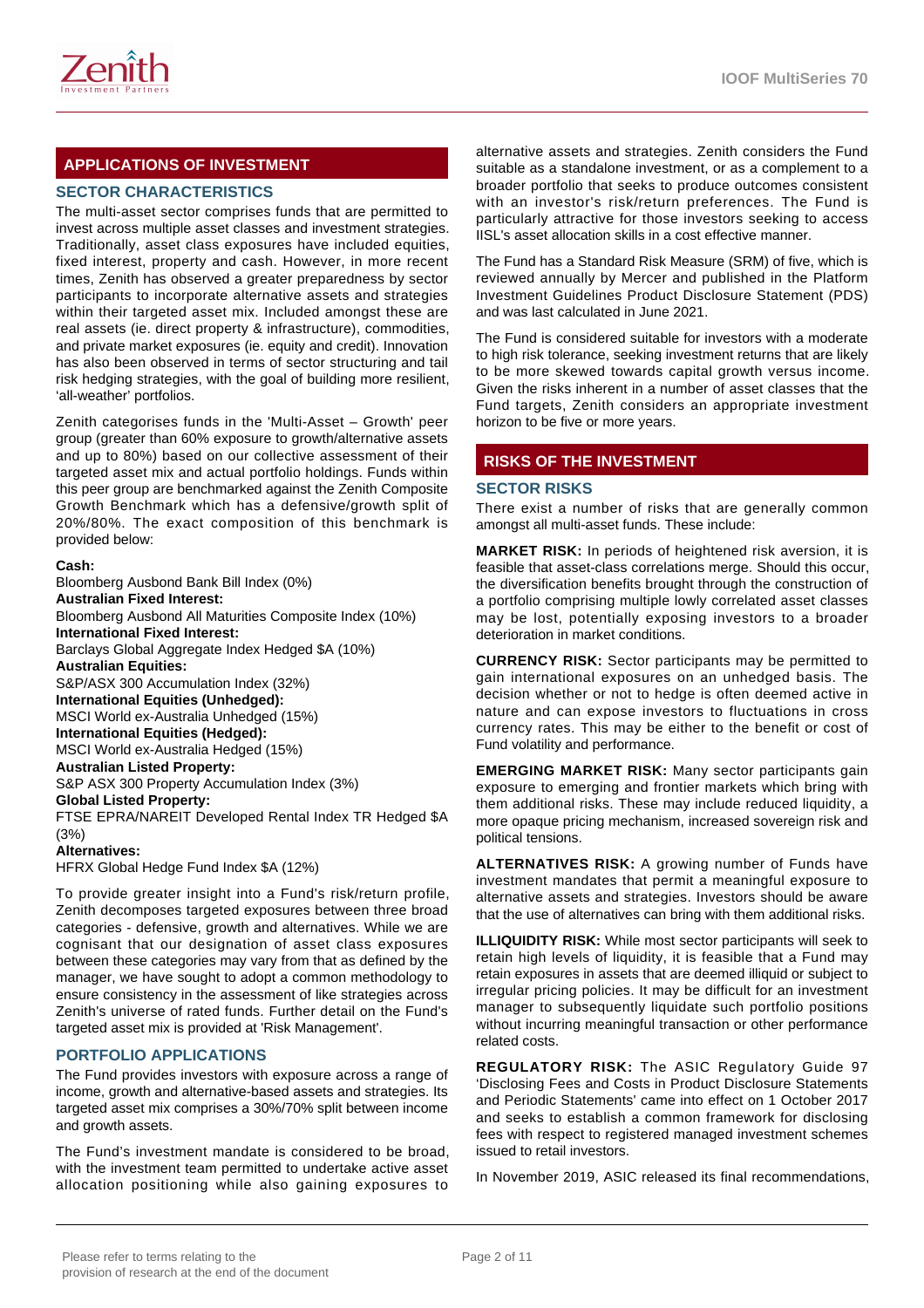## APPLICATIONS OF INVESTMENT

### SECTOR CHARACTERISTICS

The multi-asset sector comprises funds that are permitted to invest across multiple asset classes and investment strategies. Traditionally, asset class exposures have included equities, fixed interest, property and cash. However, in more recent times, Zenith has observed a greater preparedness by sector participants to incorporate alternative assets and strategies within their targeted asset mix. Included amongst these are real assets (ie. direct property & infrastructure), commodities, and private market exposures (ie. equity and credit). Innovation has also been observed in terms of sector structuring and tail risk hedging strategies, with the goal of building more resilient, 'all-weather' portfolios.

Zenith categorises funds in the 'Multi-Asset – Growth' peer group (greater than 60% exposure to growth/alternative assets and up to 80%) based on our collective assessment of their targeted asset mix and actual portfolio holdings. Funds within this peer group are benchmarked against the Zenith Composite Growth Benchmark which has a defensive/growth split of 20%/80%. The exact composition of this benchmark is provided below:

**Cash:**
Bloomberg Ausbond Bank Bill Index (0%)
**Australian Fixed Interest:**
Bloomberg Ausbond All Maturities Composite Index (10%)
**International Fixed Interest:**
Barclays Global Aggregate Index Hedged $A (10%)
**Australian Equities:**
S&P/ASX 300 Accumulation Index (32%)
**International Equities (Unhedged):**
MSCI World ex-Australia Unhedged (15%)
**International Equities (Hedged):**
MSCI World ex-Australia Hedged (15%)
**Australian Listed Property:**
S&P ASX 300 Property Accumulation Index (3%)
**Global Listed Property:**
FTSE EPRA/NAREIT Developed Rental Index TR Hedged $A (3%)
**Alternatives:**
HFRX Global Hedge Fund Index $A (12%)

To provide greater insight into a Fund's risk/return profile, Zenith decomposes targeted exposures between three broad categories - defensive, growth and alternatives. While we are cognisant that our designation of asset class exposures between these categories may vary from that as defined by the manager, we have sought to adopt a common methodology to ensure consistency in the assessment of like strategies across Zenith's universe of rated funds. Further detail on the Fund's targeted asset mix is provided at 'Risk Management'.

### PORTFOLIO APPLICATIONS

The Fund provides investors with exposure across a range of income, growth and alternative-based assets and strategies. Its targeted asset mix comprises a 30%/70% split between income and growth assets.

The Fund's investment mandate is considered to be broad, with the investment team permitted to undertake active asset allocation positioning while also gaining exposures to alternative assets and strategies. Zenith considers the Fund suitable as a standalone investment, or as a complement to a broader portfolio that seeks to produce outcomes consistent with an investor's risk/return preferences. The Fund is particularly attractive for those investors seeking to access IISL's asset allocation skills in a cost effective manner.

The Fund has a Standard Risk Measure (SRM) of five, which is reviewed annually by Mercer and published in the Platform Investment Guidelines Product Disclosure Statement (PDS) and was last calculated in June 2021.

The Fund is considered suitable for investors with a moderate to high risk tolerance, seeking investment returns that are likely to be more skewed towards capital growth versus income. Given the risks inherent in a number of asset classes that the Fund targets, Zenith considers an appropriate investment horizon to be five or more years.

## RISKS OF THE INVESTMENT

### SECTOR RISKS

There exist a number of risks that are generally common amongst all multi-asset funds. These include:

**MARKET RISK:** In periods of heightened risk aversion, it is feasible that asset-class correlations merge. Should this occur, the diversification benefits brought through the construction of a portfolio comprising multiple lowly correlated asset classes may be lost, potentially exposing investors to a broader deterioration in market conditions.

**CURRENCY RISK:** Sector participants may be permitted to gain international exposures on an unhedged basis. The decision whether or not to hedge is often deemed active in nature and can expose investors to fluctuations in cross currency rates. This may be either to the benefit or cost of Fund volatility and performance.

**EMERGING MARKET RISK:** Many sector participants gain exposure to emerging and frontier markets which bring with them additional risks. These may include reduced liquidity, a more opaque pricing mechanism, increased sovereign risk and political tensions.

**ALTERNATIVES RISK:** A growing number of Funds have investment mandates that permit a meaningful exposure to alternative assets and strategies. Investors should be aware that the use of alternatives can bring with them additional risks.

**ILLIQUIDITY RISK:** While most sector participants will seek to retain high levels of liquidity, it is feasible that a Fund may retain exposures in assets that are deemed illiquid or subject to irregular pricing policies. It may be difficult for an investment manager to subsequently liquidate such portfolio positions without incurring meaningful transaction or other performance related costs.

**REGULATORY RISK:** The ASIC Regulatory Guide 97 'Disclosing Fees and Costs in Product Disclosure Statements and Periodic Statements' came into effect on 1 October 2017 and seeks to establish a common framework for disclosing fees with respect to registered managed investment schemes issued to retail investors.

In November 2019, ASIC released its final recommendations,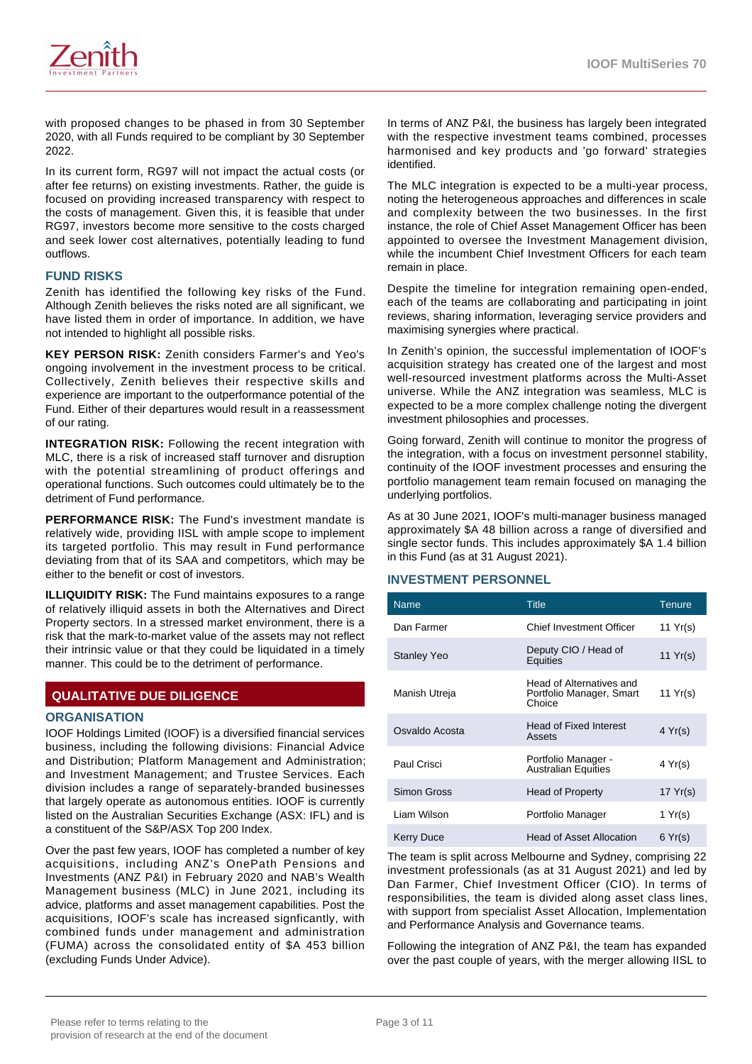with proposed changes to be phased in from 30 September 2020, with all Funds required to be compliant by 30 September 2022.

In its current form, RG97 will not impact the actual costs (or after fee returns) on existing investments. Rather, the guide is focused on providing increased transparency with respect to the costs of management. Given this, it is feasible that under RG97, investors become more sensitive to the costs charged and seek lower cost alternatives, potentially leading to fund outflows.

### FUND RISKS

Zenith has identified the following key risks of the Fund. Although Zenith believes the risks noted are all significant, we have listed them in order of importance. In addition, we have not intended to highlight all possible risks.

**KEY PERSON RISK:** Zenith considers Farmer's and Yeo's ongoing involvement in the investment process to be critical. Collectively, Zenith believes their respective skills and experience are important to the outperformance potential of the Fund. Either of their departures would result in a reassessment of our rating.

**INTEGRATION RISK:** Following the recent integration with MLC, there is a risk of increased staff turnover and disruption with the potential streamlining of product offerings and operational functions. Such outcomes could ultimately be to the detriment of Fund performance.

**PERFORMANCE RISK:** The Fund's investment mandate is relatively wide, providing IISL with ample scope to implement its targeted portfolio. This may result in Fund performance deviating from that of its SAA and competitors, which may be either to the benefit or cost of investors.

**ILLIQUIDITY RISK:** The Fund maintains exposures to a range of relatively illiquid assets in both the Alternatives and Direct Property sectors. In a stressed market environment, there is a risk that the mark-to-market value of the assets may not reflect their intrinsic value or that they could be liquidated in a timely manner. This could be to the detriment of performance.

## QUALITATIVE DUE DILIGENCE

### ORGANISATION

IOOF Holdings Limited (IOOF) is a diversified financial services business, including the following divisions: Financial Advice and Distribution; Platform Management and Administration; and Investment Management; and Trustee Services. Each division includes a range of separately-branded businesses that largely operate as autonomous entities. IOOF is currently listed on the Australian Securities Exchange (ASX: IFL) and is a constituent of the S&P/ASX Top 200 Index.

Over the past few years, IOOF has completed a number of key acquisitions, including ANZ's OnePath Pensions and Investments (ANZ P&I) in February 2020 and NAB's Wealth Management business (MLC) in June 2021, including its advice, platforms and asset management capabilities. Post the acquisitions, IOOF's scale has increased signficantly, with combined funds under management and administration (FUMA) across the consolidated entity of $A 453 billion (excluding Funds Under Advice).

In terms of ANZ P&I, the business has largely been integrated with the respective investment teams combined, processes harmonised and key products and 'go forward' strategies identified.

The MLC integration is expected to be a multi-year process, noting the heterogeneous approaches and differences in scale and complexity between the two businesses. In the first instance, the role of Chief Asset Management Officer has been appointed to oversee the Investment Management division, while the incumbent Chief Investment Officers for each team remain in place.

Despite the timeline for integration remaining open-ended, each of the teams are collaborating and participating in joint reviews, sharing information, leveraging service providers and maximising synergies where practical.

In Zenith's opinion, the successful implementation of IOOF's acquisition strategy has created one of the largest and most well-resourced investment platforms across the Multi-Asset universe. While the ANZ integration was seamless, MLC is expected to be a more complex challenge noting the divergent investment philosophies and processes.

Going forward, Zenith will continue to monitor the progress of the integration, with a focus on investment personnel stability, continuity of the IOOF investment processes and ensuring the portfolio management team remain focused on managing the underlying portfolios.

As at 30 June 2021, IOOF's multi-manager business managed approximately $A 48 billion across a range of diversified and single sector funds. This includes approximately $A 1.4 billion in this Fund (as at 31 August 2021).

### INVESTMENT PERSONNEL

| Name | Title | Tenure |
|---|---|---|
| Dan Farmer | Chief Investment Officer | 11 Yr(s) |
| Stanley Yeo | Deputy CIO / Head of Equities | 11 Yr(s) |
| Manish Utreja | Head of Alternatives and Portfolio Manager, Smart Choice | 11 Yr(s) |
| Osvaldo Acosta | Head of Fixed Interest Assets | 4 Yr(s) |
| Paul Crisci | Portfolio Manager - Australian Equities | 4 Yr(s) |
| Simon Gross | Head of Property | 17 Yr(s) |
| Liam Wilson | Portfolio Manager | 1 Yr(s) |
| Kerry Duce | Head of Asset Allocation | 6 Yr(s) |

The team is split across Melbourne and Sydney, comprising 22 investment professionals (as at 31 August 2021) and led by Dan Farmer, Chief Investment Officer (CIO). In terms of responsibilities, the team is divided along asset class lines, with support from specialist Asset Allocation, Implementation and Performance Analysis and Governance teams.

Following the integration of ANZ P&I, the team has expanded over the past couple of years, with the merger allowing IISL to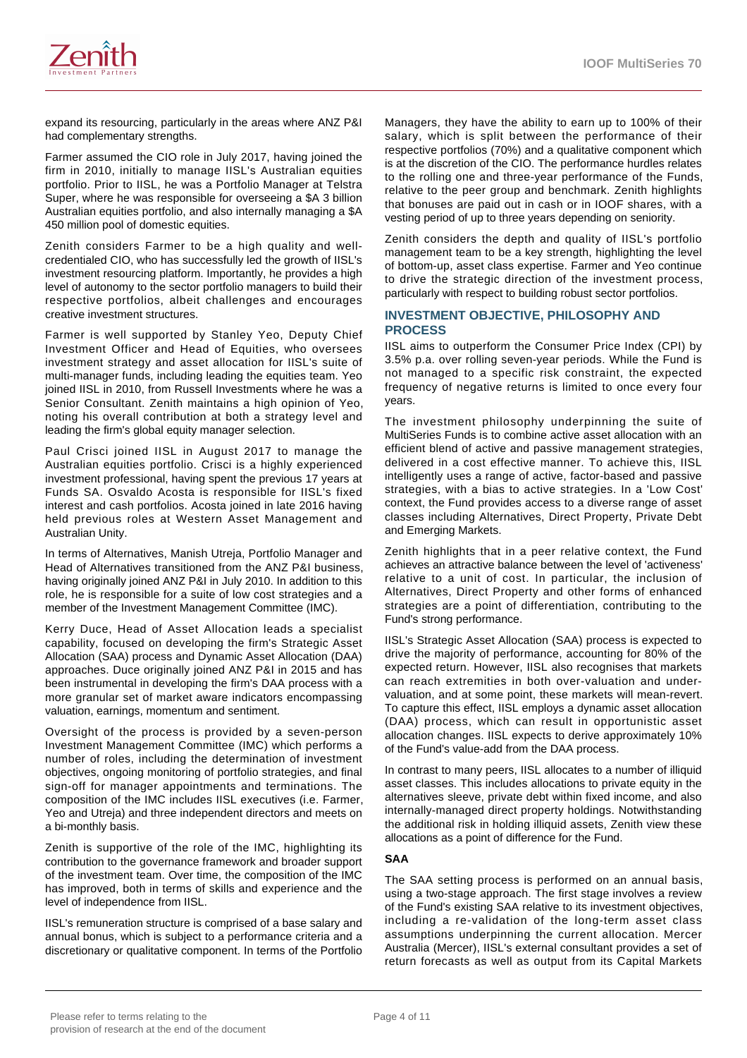expand its resourcing, particularly in the areas where ANZ P&I had complementary strengths.

Farmer assumed the CIO role in July 2017, having joined the firm in 2010, initially to manage IISL's Australian equities portfolio. Prior to IISL, he was a Portfolio Manager at Telstra Super, where he was responsible for overseeing a $A 3 billion Australian equities portfolio, and also internally managing a $A 450 million pool of domestic equities.

Zenith considers Farmer to be a high quality and well-credentialed CIO, who has successfully led the growth of IISL's investment resourcing platform. Importantly, he provides a high level of autonomy to the sector portfolio managers to build their respective portfolios, albeit challenges and encourages creative investment structures.

Farmer is well supported by Stanley Yeo, Deputy Chief Investment Officer and Head of Equities, who oversees investment strategy and asset allocation for IISL's suite of multi-manager funds, including leading the equities team. Yeo joined IISL in 2010, from Russell Investments where he was a Senior Consultant. Zenith maintains a high opinion of Yeo, noting his overall contribution at both a strategy level and leading the firm's global equity manager selection.

Paul Crisci joined IISL in August 2017 to manage the Australian equities portfolio. Crisci is a highly experienced investment professional, having spent the previous 17 years at Funds SA. Osvaldo Acosta is responsible for IISL's fixed interest and cash portfolios. Acosta joined in late 2016 having held previous roles at Western Asset Management and Australian Unity.

In terms of Alternatives, Manish Utreja, Portfolio Manager and Head of Alternatives transitioned from the ANZ P&I business, having originally joined ANZ P&I in July 2010. In addition to this role, he is responsible for a suite of low cost strategies and a member of the Investment Management Committee (IMC).

Kerry Duce, Head of Asset Allocation leads a specialist capability, focused on developing the firm's Strategic Asset Allocation (SAA) process and Dynamic Asset Allocation (DAA) approaches. Duce originally joined ANZ P&I in 2015 and has been instrumental in developing the firm's DAA process with a more granular set of market aware indicators encompassing valuation, earnings, momentum and sentiment.

Oversight of the process is provided by a seven-person Investment Management Committee (IMC) which performs a number of roles, including the determination of investment objectives, ongoing monitoring of portfolio strategies, and final sign-off for manager appointments and terminations. The composition of the IMC includes IISL executives (i.e. Farmer, Yeo and Utreja) and three independent directors and meets on a bi-monthly basis.

Zenith is supportive of the role of the IMC, highlighting its contribution to the governance framework and broader support of the investment team. Over time, the composition of the IMC has improved, both in terms of skills and experience and the level of independence from IISL.

IISL's remuneration structure is comprised of a base salary and annual bonus, which is subject to a performance criteria and a discretionary or qualitative component. In terms of the Portfolio Managers, they have the ability to earn up to 100% of their salary, which is split between the performance of their respective portfolios (70%) and a qualitative component which is at the discretion of the CIO. The performance hurdles relates to the rolling one and three-year performance of the Funds, relative to the peer group and benchmark. Zenith highlights that bonuses are paid out in cash or in IOOF shares, with a vesting period of up to three years depending on seniority.

Zenith considers the depth and quality of IISL's portfolio management team to be a key strength, highlighting the level of bottom-up, asset class expertise. Farmer and Yeo continue to drive the strategic direction of the investment process, particularly with respect to building robust sector portfolios.

## INVESTMENT OBJECTIVE, PHILOSOPHY AND PROCESS

IISL aims to outperform the Consumer Price Index (CPI) by 3.5% p.a. over rolling seven-year periods. While the Fund is not managed to a specific risk constraint, the expected frequency of negative returns is limited to once every four years.

The investment philosophy underpinning the suite of MultiSeries Funds is to combine active asset allocation with an efficient blend of active and passive management strategies, delivered in a cost effective manner. To achieve this, IISL intelligently uses a range of active, factor-based and passive strategies, with a bias to active strategies. In a 'Low Cost' context, the Fund provides access to a diverse range of asset classes including Alternatives, Direct Property, Private Debt and Emerging Markets.

Zenith highlights that in a peer relative context, the Fund achieves an attractive balance between the level of 'activeness' relative to a unit of cost. In particular, the inclusion of Alternatives, Direct Property and other forms of enhanced strategies are a point of differentiation, contributing to the Fund's strong performance.

IISL's Strategic Asset Allocation (SAA) process is expected to drive the majority of performance, accounting for 80% of the expected return. However, IISL also recognises that markets can reach extremities in both over-valuation and under-valuation, and at some point, these markets will mean-revert. To capture this effect, IISL employs a dynamic asset allocation (DAA) process, which can result in opportunistic asset allocation changes. IISL expects to derive approximately 10% of the Fund's value-add from the DAA process.

In contrast to many peers, IISL allocates to a number of illiquid asset classes. This includes allocations to private equity in the alternatives sleeve, private debt within fixed income, and also internally-managed direct property holdings. Notwithstanding the additional risk in holding illiquid assets, Zenith view these allocations as a point of difference for the Fund.

### SAA

The SAA setting process is performed on an annual basis, using a two-stage approach. The first stage involves a review of the Fund's existing SAA relative to its investment objectives, including a re-validation of the long-term asset class assumptions underpinning the current allocation. Mercer Australia (Mercer), IISL's external consultant provides a set of return forecasts as well as output from its Capital Markets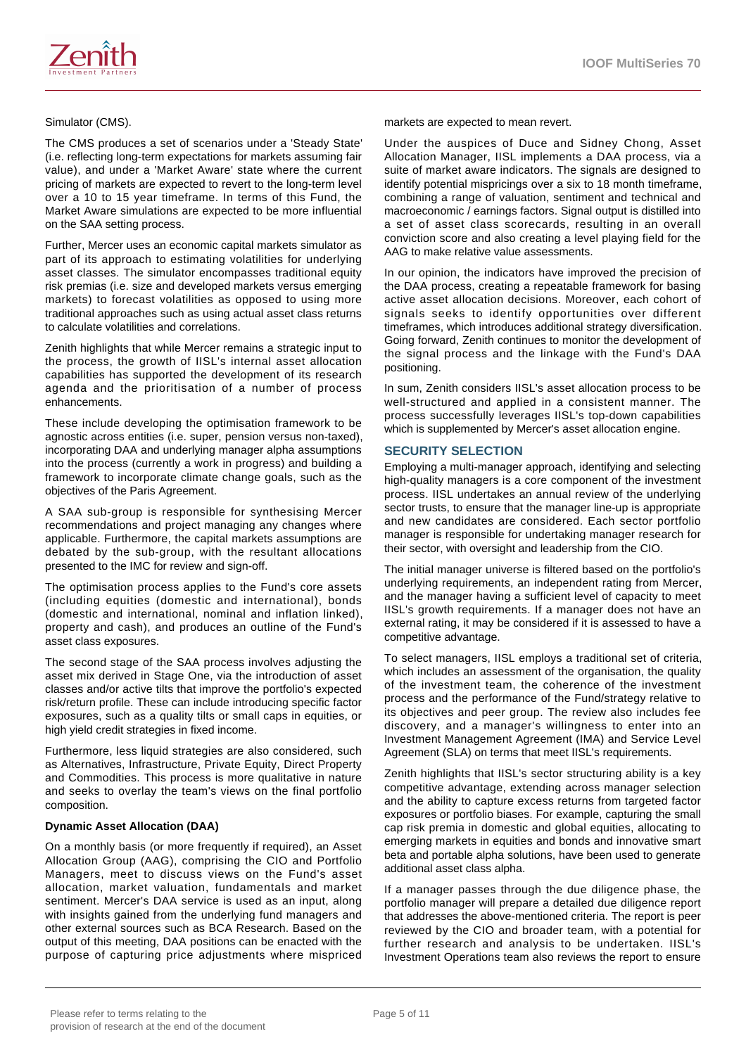Simulator (CMS).

The CMS produces a set of scenarios under a 'Steady State' (i.e. reflecting long-term expectations for markets assuming fair value), and under a 'Market Aware' state where the current pricing of markets are expected to revert to the long-term level over a 10 to 15 year timeframe. In terms of this Fund, the Market Aware simulations are expected to be more influential on the SAA setting process.

Further, Mercer uses an economic capital markets simulator as part of its approach to estimating volatilities for underlying asset classes. The simulator encompasses traditional equity risk premias (i.e. size and developed markets versus emerging markets) to forecast volatilities as opposed to using more traditional approaches such as using actual asset class returns to calculate volatilities and correlations.

Zenith highlights that while Mercer remains a strategic input to the process, the growth of IISL's internal asset allocation capabilities has supported the development of its research agenda and the prioritisation of a number of process enhancements.

These include developing the optimisation framework to be agnostic across entities (i.e. super, pension versus non-taxed), incorporating DAA and underlying manager alpha assumptions into the process (currently a work in progress) and building a framework to incorporate climate change goals, such as the objectives of the Paris Agreement.

A SAA sub-group is responsible for synthesising Mercer recommendations and project managing any changes where applicable. Furthermore, the capital markets assumptions are debated by the sub-group, with the resultant allocations presented to the IMC for review and sign-off.

The optimisation process applies to the Fund's core assets (including equities (domestic and international), bonds (domestic and international, nominal and inflation linked), property and cash), and produces an outline of the Fund's asset class exposures.

The second stage of the SAA process involves adjusting the asset mix derived in Stage One, via the introduction of asset classes and/or active tilts that improve the portfolio's expected risk/return profile. These can include introducing specific factor exposures, such as a quality tilts or small caps in equities, or high yield credit strategies in fixed income.

Furthermore, less liquid strategies are also considered, such as Alternatives, Infrastructure, Private Equity, Direct Property and Commodities. This process is more qualitative in nature and seeks to overlay the team's views on the final portfolio composition.

**Dynamic Asset Allocation (DAA)**

On a monthly basis (or more frequently if required), an Asset Allocation Group (AAG), comprising the CIO and Portfolio Managers, meet to discuss views on the Fund's asset allocation, market valuation, fundamentals and market sentiment. Mercer's DAA service is used as an input, along with insights gained from the underlying fund managers and other external sources such as BCA Research. Based on the output of this meeting, DAA positions can be enacted with the purpose of capturing price adjustments where mispriced markets are expected to mean revert.

Under the auspices of Duce and Sidney Chong, Asset Allocation Manager, IISL implements a DAA process, via a suite of market aware indicators. The signals are designed to identify potential mispricings over a six to 18 month timeframe, combining a range of valuation, sentiment and technical and macroeconomic / earnings factors. Signal output is distilled into a set of asset class scorecards, resulting in an overall conviction score and also creating a level playing field for the AAG to make relative value assessments.

In our opinion, the indicators have improved the precision of the DAA process, creating a repeatable framework for basing active asset allocation decisions. Moreover, each cohort of signals seeks to identify opportunities over different timeframes, which introduces additional strategy diversification. Going forward, Zenith continues to monitor the development of the signal process and the linkage with the Fund's DAA positioning.

In sum, Zenith considers IISL's asset allocation process to be well-structured and applied in a consistent manner. The process successfully leverages IISL's top-down capabilities which is supplemented by Mercer's asset allocation engine.

## SECURITY SELECTION

Employing a multi-manager approach, identifying and selecting high-quality managers is a core component of the investment process. IISL undertakes an annual review of the underlying sector trusts, to ensure that the manager line-up is appropriate and new candidates are considered. Each sector portfolio manager is responsible for undertaking manager research for their sector, with oversight and leadership from the CIO.

The initial manager universe is filtered based on the portfolio's underlying requirements, an independent rating from Mercer, and the manager having a sufficient level of capacity to meet IISL's growth requirements. If a manager does not have an external rating, it may be considered if it is assessed to have a competitive advantage.

To select managers, IISL employs a traditional set of criteria, which includes an assessment of the organisation, the quality of the investment team, the coherence of the investment process and the performance of the Fund/strategy relative to its objectives and peer group. The review also includes fee discovery, and a manager's willingness to enter into an Investment Management Agreement (IMA) and Service Level Agreement (SLA) on terms that meet IISL's requirements.

Zenith highlights that IISL's sector structuring ability is a key competitive advantage, extending across manager selection and the ability to capture excess returns from targeted factor exposures or portfolio biases. For example, capturing the small cap risk premia in domestic and global equities, allocating to emerging markets in equities and bonds and innovative smart beta and portable alpha solutions, have been used to generate additional asset class alpha.

If a manager passes through the due diligence phase, the portfolio manager will prepare a detailed due diligence report that addresses the above-mentioned criteria. The report is peer reviewed by the CIO and broader team, with a potential for further research and analysis to be undertaken. IISL's Investment Operations team also reviews the report to ensure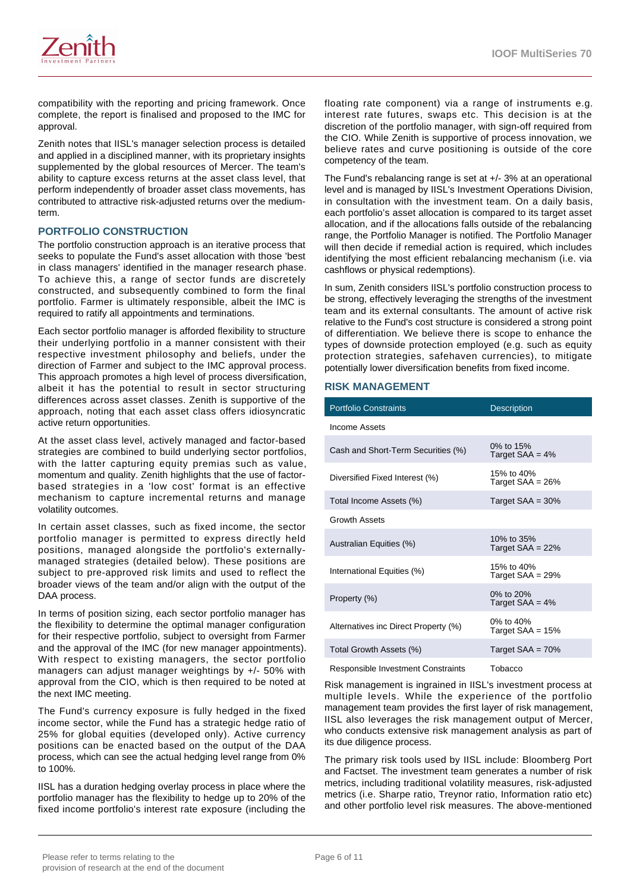compatibility with the reporting and pricing framework. Once complete, the report is finalised and proposed to the IMC for approval.

Zenith notes that IISL's manager selection process is detailed and applied in a disciplined manner, with its proprietary insights supplemented by the global resources of Mercer. The team's ability to capture excess returns at the asset class level, that perform independently of broader asset class movements, has contributed to attractive risk-adjusted returns over the medium-term.

## PORTFOLIO CONSTRUCTION

The portfolio construction approach is an iterative process that seeks to populate the Fund's asset allocation with those 'best in class managers' identified in the manager research phase. To achieve this, a range of sector funds are discretely constructed, and subsequently combined to form the final portfolio. Farmer is ultimately responsible, albeit the IMC is required to ratify all appointments and terminations.

Each sector portfolio manager is afforded flexibility to structure their underlying portfolio in a manner consistent with their respective investment philosophy and beliefs, under the direction of Farmer and subject to the IMC approval process. This approach promotes a high level of process diversification, albeit it has the potential to result in sector structuring differences across asset classes. Zenith is supportive of the approach, noting that each asset class offers idiosyncratic active return opportunities.

At the asset class level, actively managed and factor-based strategies are combined to build underlying sector portfolios, with the latter capturing equity premias such as value, momentum and quality. Zenith highlights that the use of factor-based strategies in a 'low cost' format is an effective mechanism to capture incremental returns and manage volatility outcomes.

In certain asset classes, such as fixed income, the sector portfolio manager is permitted to express directly held positions, managed alongside the portfolio's externally-managed strategies (detailed below). These positions are subject to pre-approved risk limits and used to reflect the broader views of the team and/or align with the output of the DAA process.

In terms of position sizing, each sector portfolio manager has the flexibility to determine the optimal manager configuration for their respective portfolio, subject to oversight from Farmer and the approval of the IMC (for new manager appointments). With respect to existing managers, the sector portfolio managers can adjust manager weightings by +/- 50% with approval from the CIO, which is then required to be noted at the next IMC meeting.

The Fund's currency exposure is fully hedged in the fixed income sector, while the Fund has a strategic hedge ratio of 25% for global equities (developed only). Active currency positions can be enacted based on the output of the DAA process, which can see the actual hedging level range from 0% to 100%.

IISL has a duration hedging overlay process in place where the portfolio manager has the flexibility to hedge up to 20% of the fixed income portfolio's interest rate exposure (including the floating rate component) via a range of instruments e.g. interest rate futures, swaps etc. This decision is at the discretion of the portfolio manager, with sign-off required from the CIO. While Zenith is supportive of process innovation, we believe rates and curve positioning is outside of the core competency of the team.

The Fund's rebalancing range is set at +/- 3% at an operational level and is managed by IISL's Investment Operations Division, in consultation with the investment team. On a daily basis, each portfolio's asset allocation is compared to its target asset allocation, and if the allocations falls outside of the rebalancing range, the Portfolio Manager is notified. The Portfolio Manager will then decide if remedial action is required, which includes identifying the most efficient rebalancing mechanism (i.e. via cashflows or physical redemptions).

In sum, Zenith considers IISL's portfolio construction process to be strong, effectively leveraging the strengths of the investment team and its external consultants. The amount of active risk relative to the Fund's cost structure is considered a strong point of differentiation. We believe there is scope to enhance the types of downside protection employed (e.g. such as equity protection strategies, safehaven currencies), to mitigate potentially lower diversification benefits from fixed income.

## RISK MANAGEMENT

| Portfolio Constraints | Description |
|---|---|
| Income Assets | |
| Cash and Short-Term Securities (%) | 0% to 15%<br>Target SAA = 4% |
| Diversified Fixed Interest (%) | 15% to 40%<br>Target SAA = 26% |
| Total Income Assets (%) | Target SAA = 30% |
| Growth Assets | |
| Australian Equities (%) | 10% to 35%<br>Target SAA = 22% |
| International Equities (%) | 15% to 40%<br>Target SAA = 29% |
| Property (%) | 0% to 20%<br>Target SAA = 4% |
| Alternatives inc Direct Property (%) | 0% to 40%<br>Target SAA = 15% |
| Total Growth Assets (%) | Target SAA = 70% |
| Responsible Investment Constraints | Tobacco |

Risk management is ingrained in IISL's investment process at multiple levels. While the experience of the portfolio management team provides the first layer of risk management, IISL also leverages the risk management output of Mercer, who conducts extensive risk management analysis as part of its due diligence process.

The primary risk tools used by IISL include: Bloomberg Port and Factset. The investment team generates a number of risk metrics, including traditional volatility measures, risk-adjusted metrics (i.e. Sharpe ratio, Treynor ratio, Information ratio etc) and other portfolio level risk measures. The above-mentioned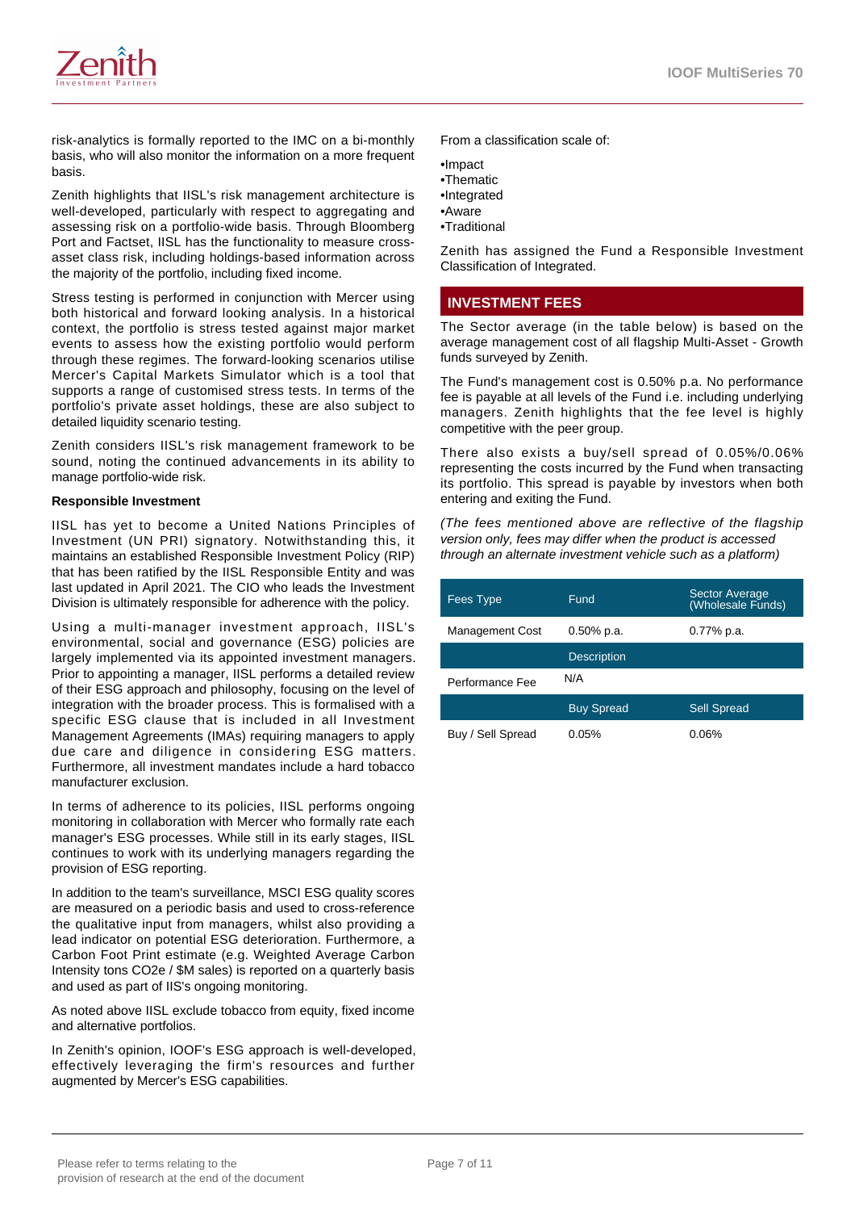risk-analytics is formally reported to the IMC on a bi-monthly basis, who will also monitor the information on a more frequent basis.

Zenith highlights that IISL's risk management architecture is well-developed, particularly with respect to aggregating and assessing risk on a portfolio-wide basis. Through Bloomberg Port and Factset, IISL has the functionality to measure cross-asset class risk, including holdings-based information across the majority of the portfolio, including fixed income.

Stress testing is performed in conjunction with Mercer using both historical and forward looking analysis. In a historical context, the portfolio is stress tested against major market events to assess how the existing portfolio would perform through these regimes. The forward-looking scenarios utilise Mercer's Capital Markets Simulator which is a tool that supports a range of customised stress tests. In terms of the portfolio's private asset holdings, these are also subject to detailed liquidity scenario testing.

Zenith considers IISL's risk management framework to be sound, noting the continued advancements in its ability to manage portfolio-wide risk.

**Responsible Investment**

IISL has yet to become a United Nations Principles of Investment (UN PRI) signatory. Notwithstanding this, it maintains an established Responsible Investment Policy (RIP) that has been ratified by the IISL Responsible Entity and was last updated in April 2021. The CIO who leads the Investment Division is ultimately responsible for adherence with the policy.

Using a multi-manager investment approach, IISL's environmental, social and governance (ESG) policies are largely implemented via its appointed investment managers. Prior to appointing a manager, IISL performs a detailed review of their ESG approach and philosophy, focusing on the level of integration with the broader process. This is formalised with a specific ESG clause that is included in all Investment Management Agreements (IMAs) requiring managers to apply due care and diligence in considering ESG matters. Furthermore, all investment mandates include a hard tobacco manufacturer exclusion.

In terms of adherence to its policies, IISL performs ongoing monitoring in collaboration with Mercer who formally rate each manager's ESG processes. While still in its early stages, IISL continues to work with its underlying managers regarding the provision of ESG reporting.

In addition to the team's surveillance, MSCI ESG quality scores are measured on a periodic basis and used to cross-reference the qualitative input from managers, whilst also providing a lead indicator on potential ESG deterioration. Furthermore, a Carbon Foot Print estimate (e.g. Weighted Average Carbon Intensity tons CO2e / $M sales) is reported on a quarterly basis and used as part of IIS's ongoing monitoring.

As noted above IISL exclude tobacco from equity, fixed income and alternative portfolios.

In Zenith's opinion, IOOF's ESG approach is well-developed, effectively leveraging the firm's resources and further augmented by Mercer's ESG capabilities.

From a classification scale of:

- Impact
- Thematic
- Integrated
- Aware
- Traditional

Zenith has assigned the Fund a Responsible Investment Classification of Integrated.

## INVESTMENT FEES

The Sector average (in the table below) is based on the average management cost of all flagship Multi-Asset - Growth funds surveyed by Zenith.

The Fund's management cost is 0.50% p.a. No performance fee is payable at all levels of the Fund i.e. including underlying managers. Zenith highlights that the fee level is highly competitive with the peer group.

There also exists a buy/sell spread of 0.05%/0.06% representing the costs incurred by the Fund when transacting its portfolio. This spread is payable by investors when both entering and exiting the Fund.

*(The fees mentioned above are reflective of the flagship version only, fees may differ when the product is accessed through an alternate investment vehicle such as a platform)*

| Fees Type | Fund | Sector Average (Wholesale Funds) |
|---|---|---|
| Management Cost | 0.50% p.a. | 0.77% p.a. |
| | Description | |
| Performance Fee | N/A | |
| | Buy Spread | Sell Spread |
| Buy / Sell Spread | 0.05% | 0.06% |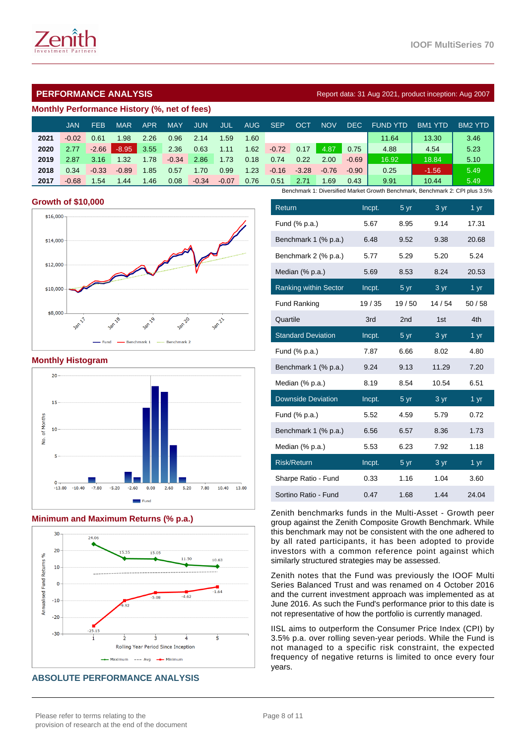## PERFORMANCE ANALYSIS

Report data: 31 Aug 2021, product inception: Aug 2007

### Monthly Performance History (%, net of fees)

| | JAN | FEB | MAR | APR | MAY | JUN | JUL | AUG | SEP | OCT | NOV | DEC | FUND YTD | BM1 YTD | BM2 YTD |
|---|---|---|---|---|---|---|---|---|---|---|---|---|---|---|---|
| 2021 | -0.02 | 0.61 | 1.98 | 2.26 | 0.96 | 2.14 | 1.59 | 1.60 | | | | | 11.64 | 13.30 | 3.46 |
| 2020 | 2.77 | -2.66 | -8.95 | 3.55 | 2.36 | 0.63 | 1.11 | 1.62 | -0.72 | 0.17 | 4.87 | 0.75 | 4.88 | 4.54 | 5.23 |
| 2019 | 2.87 | 3.16 | 1.32 | 1.78 | -0.34 | 2.86 | 1.73 | 0.18 | 0.74 | 0.22 | 2.00 | -0.69 | 16.92 | 18.84 | 5.10 |
| 2018 | 0.34 | -0.33 | -0.89 | 1.85 | 0.57 | 1.70 | 0.99 | 1.23 | -0.16 | -3.28 | -0.76 | -0.90 | 0.25 | -1.56 | 5.49 |
| 2017 | -0.68 | 1.54 | 1.44 | 1.46 | 0.08 | -0.34 | -0.07 | 0.76 | 0.51 | 2.71 | 1.69 | 0.43 | 9.91 | 10.44 | 5.49 |

Benchmark 1: Diversified Market Growth Benchmark, Benchmark 2: CPI plus 3.5%

### Growth of $10,000

### Monthly Histogram

### Minimum and Maximum Returns (% p.a.)

| Return | Incpt. | 5 yr | 3 yr | 1 yr |
|---|---|---|---|---|
| Fund (% p.a.) | 5.67 | 8.95 | 9.14 | 17.31 |
| Benchmark 1 (% p.a.) | 6.48 | 9.52 | 9.38 | 20.68 |
| Benchmark 2 (% p.a.) | 5.77 | 5.29 | 5.20 | 5.24 |
| Median (% p.a.) | 5.69 | 8.53 | 8.24 | 20.53 |
| **Ranking within Sector** | **Incpt.** | **5 yr** | **3 yr** | **1 yr** |
| Fund Ranking | 19 / 35 | 19 / 50 | 14 / 54 | 50 / 58 |
| Quartile | 3rd | 2nd | 1st | 4th |
| **Standard Deviation** | **Incpt.** | **5 yr** | **3 yr** | **1 yr** |
| Fund (% p.a.) | 7.87 | 6.66 | 8.02 | 4.80 |
| Benchmark 1 (% p.a.) | 9.24 | 9.13 | 11.29 | 7.20 |
| Median (% p.a.) | 8.19 | 8.54 | 10.54 | 6.51 |
| **Downside Deviation** | **Incpt.** | **5 yr** | **3 yr** | **1 yr** |
| Fund (% p.a.) | 5.52 | 4.59 | 5.79 | 0.72 |
| Benchmark 1 (% p.a.) | 6.56 | 6.57 | 8.36 | 1.73 |
| Median (% p.a.) | 5.53 | 6.23 | 7.92 | 1.18 |
| **Risk/Return** | **Incpt.** | **5 yr** | **3 yr** | **1 yr** |
| Sharpe Ratio - Fund | 0.33 | 1.16 | 1.04 | 3.60 |
| Sortino Ratio - Fund | 0.47 | 1.68 | 1.44 | 24.04 |

Zenith benchmarks funds in the Multi-Asset - Growth peer group against the Zenith Composite Growth Benchmark. While this benchmark may not be consistent with the one adhered to by all rated participants, it has been adopted to provide investors with a common reference point against which similarly structured strategies may be assessed.

Zenith notes that the Fund was previously the IOOF Multi Series Balanced Trust and was renamed on 4 October 2016 and the current investment approach was implemented as at June 2016. As such the Fund's performance prior to this date is not representative of how the portfolio is currently managed.

IISL aims to outperform the Consumer Price Index (CPI) by 3.5% p.a. over rolling seven-year periods. While the Fund is not managed to a specific risk constraint, the expected frequency of negative returns is limited to once every four years.

## ABSOLUTE PERFORMANCE ANALYSIS

Please refer to terms relating to the provision of research at the end of the document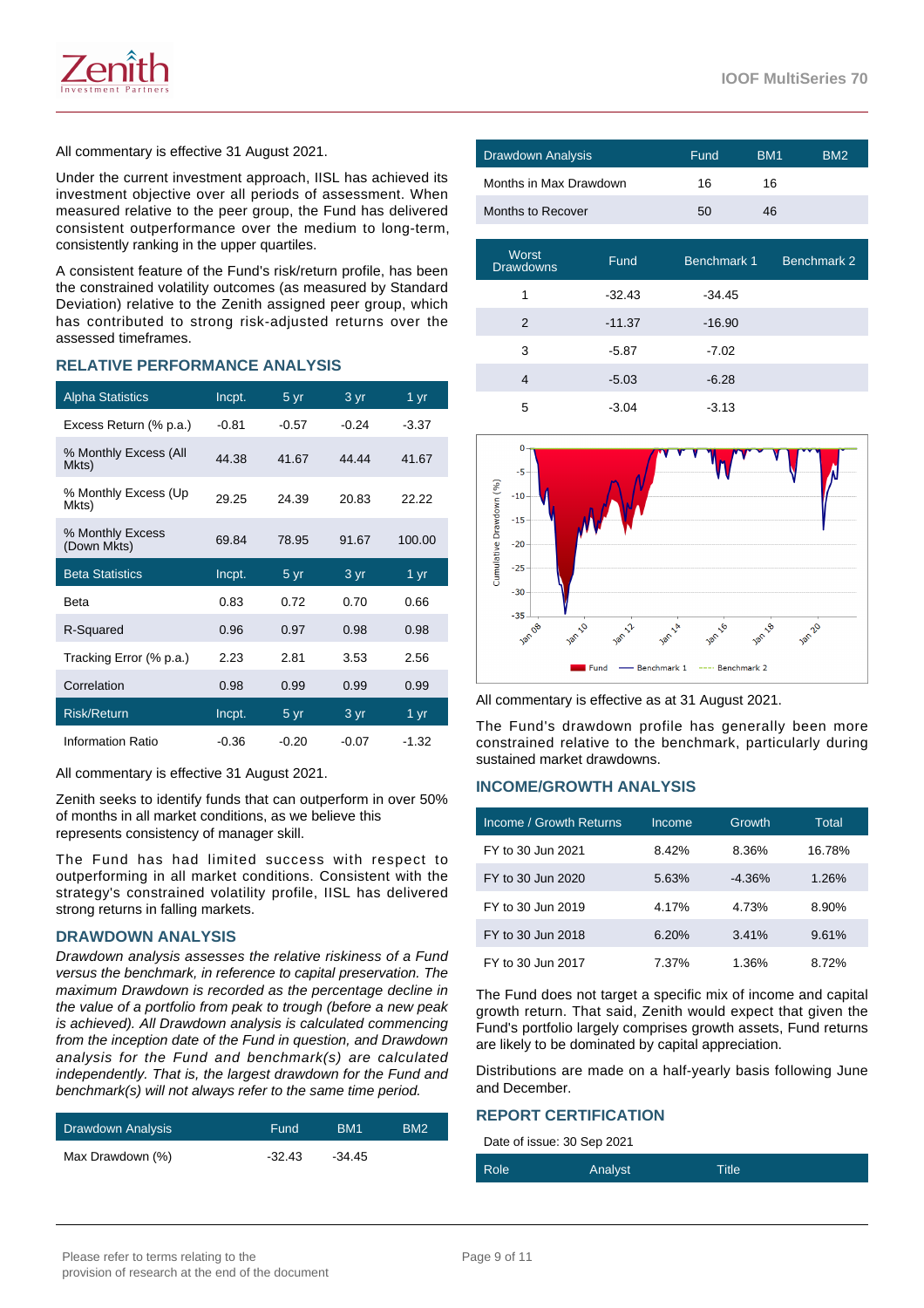All commentary is effective 31 August 2021.

Under the current investment approach, IISL has achieved its investment objective over all periods of assessment. When measured relative to the peer group, the Fund has delivered consistent outperformance over the medium to long-term, consistently ranking in the upper quartiles.

A consistent feature of the Fund's risk/return profile, has been the constrained volatility outcomes (as measured by Standard Deviation) relative to the Zenith assigned peer group, which has contributed to strong risk-adjusted returns over the assessed timeframes.

## RELATIVE PERFORMANCE ANALYSIS

| Alpha Statistics | Incpt. | 5 yr | 3 yr | 1 yr |
|---|---|---|---|---|
| Excess Return (% p.a.) | -0.81 | -0.57 | -0.24 | -3.37 |
| % Monthly Excess (All Mkts) | 44.38 | 41.67 | 44.44 | 41.67 |
| % Monthly Excess (Up Mkts) | 29.25 | 24.39 | 20.83 | 22.22 |
| % Monthly Excess (Down Mkts) | 69.84 | 78.95 | 91.67 | 100.00 |
| **Beta Statistics** | **Incpt.** | **5 yr** | **3 yr** | **1 yr** |
| Beta | 0.83 | 0.72 | 0.70 | 0.66 |
| R-Squared | 0.96 | 0.97 | 0.98 | 0.98 |
| Tracking Error (% p.a.) | 2.23 | 2.81 | 3.53 | 2.56 |
| Correlation | 0.98 | 0.99 | 0.99 | 0.99 |
| **Risk/Return** | **Incpt.** | **5 yr** | **3 yr** | **1 yr** |
| Information Ratio | -0.36 | -0.20 | -0.07 | -1.32 |

All commentary is effective 31 August 2021.

Zenith seeks to identify funds that can outperform in over 50% of months in all market conditions, as we believe this represents consistency of manager skill.

The Fund has had limited success with respect to outperforming in all market conditions. Consistent with the strategy's constrained volatility profile, IISL has delivered strong returns in falling markets.

## DRAWDOWN ANALYSIS

*Drawdown analysis assesses the relative riskiness of a Fund versus the benchmark, in reference to capital preservation. The maximum Drawdown is recorded as the percentage decline in the value of a portfolio from peak to trough (before a new peak is achieved). All Drawdown analysis is calculated commencing from the inception date of the Fund in question, and Drawdown analysis for the Fund and benchmark(s) are calculated independently. That is, the largest drawdown for the Fund and benchmark(s) will not always refer to the same time period.*

| Drawdown Analysis | Fund | BM1 | BM2 |
|---|---|---|---|
| Max Drawdown (%) | -32.43 | -34.45 | |
| Months in Max Drawdown | 16 | 16 | |
| Months to Recover | 50 | 46 | |

| Worst Drawdowns | Fund | Benchmark 1 | Benchmark 2 |
|---|---|---|---|
| 1 | -32.43 | -34.45 | |
| 2 | -11.37 | -16.90 | |
| 3 | -5.87 | -7.02 | |
| 4 | -5.03 | -6.28 | |
| 5 | -3.04 | -3.13 | |

All commentary is effective as at 31 August 2021.

The Fund's drawdown profile has generally been more constrained relative to the benchmark, particularly during sustained market drawdowns.

## INCOME/GROWTH ANALYSIS

| Income / Growth Returns | Income | Growth | Total |
|---|---|---|---|
| FY to 30 Jun 2021 | 8.42% | 8.36% | 16.78% |
| FY to 30 Jun 2020 | 5.63% | -4.36% | 1.26% |
| FY to 30 Jun 2019 | 4.17% | 4.73% | 8.90% |
| FY to 30 Jun 2018 | 6.20% | 3.41% | 9.61% |
| FY to 30 Jun 2017 | 7.37% | 1.36% | 8.72% |

The Fund does not target a specific mix of income and capital growth return. That said, Zenith would expect that given the Fund's portfolio largely comprises growth assets, Fund returns are likely to be dominated by capital appreciation.

Distributions are made on a half-yearly basis following June and December.

## REPORT CERTIFICATION

Date of issue: 30 Sep 2021

| Role | Analyst | Title |
|---|---|---|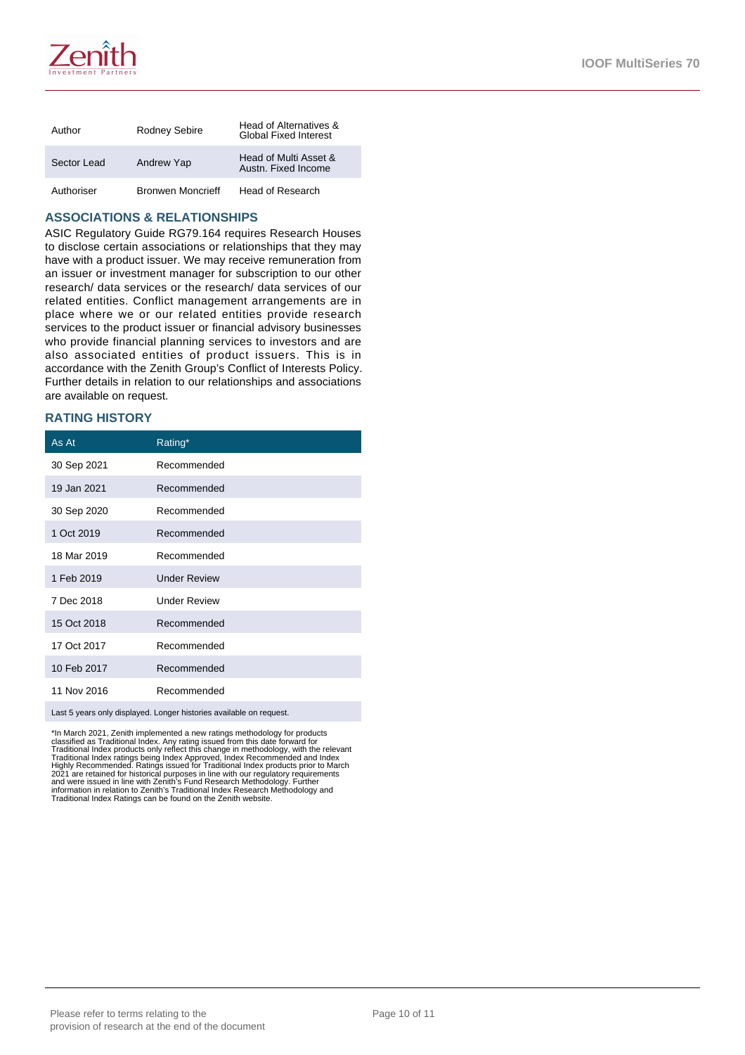| Author | Rodney Sebire | Head of Alternatives & Global Fixed Interest |
|---|---|---|
| Sector Lead | Andrew Yap | Head of Multi Asset & Austn. Fixed Income |
| Authoriser | Bronwen Moncrieff | Head of Research |

## ASSOCIATIONS & RELATIONSHIPS

ASIC Regulatory Guide RG79.164 requires Research Houses to disclose certain associations or relationships that they may have with a product issuer. We may receive remuneration from an issuer or investment manager for subscription to our other research/ data services or the research/ data services of our related entities. Conflict management arrangements are in place where we or our related entities provide research services to the product issuer or financial advisory businesses who provide financial planning services to investors and are also associated entities of product issuers. This is in accordance with the Zenith Group's Conflict of Interests Policy. Further details in relation to our relationships and associations are available on request.

## RATING HISTORY

| As At | Rating* |
|---|---|
| 30 Sep 2021 | Recommended |
| 19 Jan 2021 | Recommended |
| 30 Sep 2020 | Recommended |
| 1 Oct 2019 | Recommended |
| 18 Mar 2019 | Recommended |
| 1 Feb 2019 | Under Review |
| 7 Dec 2018 | Under Review |
| 15 Oct 2018 | Recommended |
| 17 Oct 2017 | Recommended |
| 10 Feb 2017 | Recommended |
| 11 Nov 2016 | Recommended |

Last 5 years only displayed. Longer histories available on request.

*In March 2021, Zenith implemented a new ratings methodology for products classified as Traditional Index. Any rating issued from this date forward for Traditional Index products only reflect this change in methodology, with the relevant Traditional Index ratings being Index Approved, Index Recommended and Index Highly Recommended. Ratings issued for Traditional Index products prior to March 2021 are retained for historical purposes in line with our regulatory requirements and were issued in line with Zenith's Fund Research Methodology. Further information in relation to Zenith's Traditional Index Research Methodology and Traditional Index Ratings can be found on the Zenith website.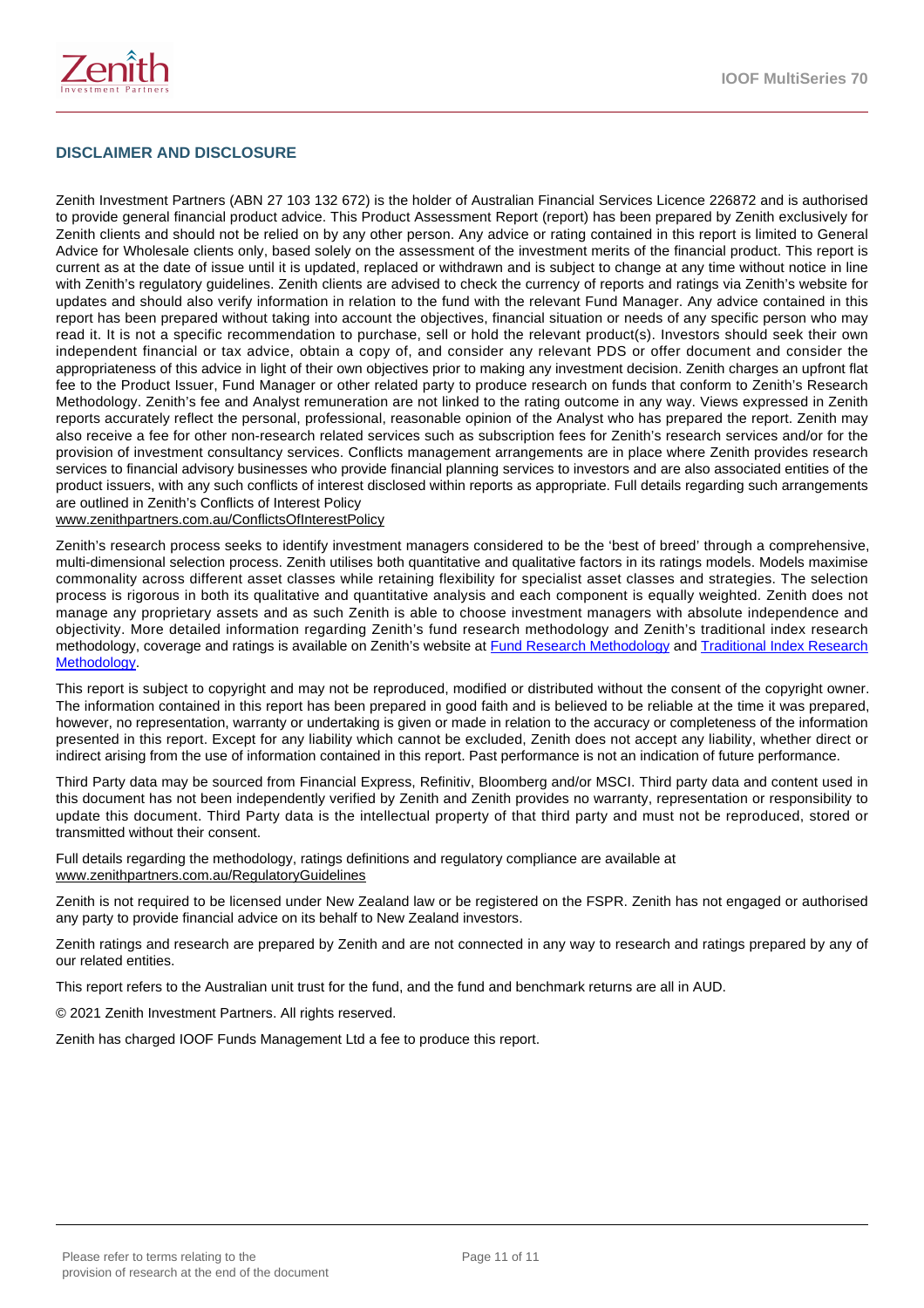## DISCLAIMER AND DISCLOSURE

Zenith Investment Partners (ABN 27 103 132 672) is the holder of Australian Financial Services Licence 226872 and is authorised to provide general financial product advice. This Product Assessment Report (report) has been prepared by Zenith exclusively for Zenith clients and should not be relied on by any other person. Any advice or rating contained in this report is limited to General Advice for Wholesale clients only, based solely on the assessment of the investment merits of the financial product. This report is current as at the date of issue until it is updated, replaced or withdrawn and is subject to change at any time without notice in line with Zenith's regulatory guidelines. Zenith clients are advised to check the currency of reports and ratings via Zenith's website for updates and should also verify information in relation to the fund with the relevant Fund Manager. Any advice contained in this report has been prepared without taking into account the objectives, financial situation or needs of any specific person who may read it. It is not a specific recommendation to purchase, sell or hold the relevant product(s). Investors should seek their own independent financial or tax advice, obtain a copy of, and consider any relevant PDS or offer document and consider the appropriateness of this advice in light of their own objectives prior to making any investment decision. Zenith charges an upfront flat fee to the Product Issuer, Fund Manager or other related party to produce research on funds that conform to Zenith's Research Methodology. Zenith's fee and Analyst remuneration are not linked to the rating outcome in any way. Views expressed in Zenith reports accurately reflect the personal, professional, reasonable opinion of the Analyst who has prepared the report. Zenith may also receive a fee for other non-research related services such as subscription fees for Zenith's research services and/or for the provision of investment consultancy services. Conflicts management arrangements are in place where Zenith provides research services to financial advisory businesses who provide financial planning services to investors and are also associated entities of the product issuers, with any such conflicts of interest disclosed within reports as appropriate. Full details regarding such arrangements are outlined in Zenith's Conflicts of Interest Policy
www.zenithpartners.com.au/ConflictsOfInterestPolicy

Zenith's research process seeks to identify investment managers considered to be the 'best of breed' through a comprehensive, multi-dimensional selection process. Zenith utilises both quantitative and qualitative factors in its ratings models. Models maximise commonality across different asset classes while retaining flexibility for specialist asset classes and strategies. The selection process is rigorous in both its qualitative and quantitative analysis and each component is equally weighted. Zenith does not manage any proprietary assets and as such Zenith is able to choose investment managers with absolute independence and objectivity. More detailed information regarding Zenith's fund research methodology and Zenith's traditional index research methodology, coverage and ratings is available on Zenith's website at Fund Research Methodology and Traditional Index Research Methodology.

This report is subject to copyright and may not be reproduced, modified or distributed without the consent of the copyright owner. The information contained in this report has been prepared in good faith and is believed to be reliable at the time it was prepared, however, no representation, warranty or undertaking is given or made in relation to the accuracy or completeness of the information presented in this report. Except for any liability which cannot be excluded, Zenith does not accept any liability, whether direct or indirect arising from the use of information contained in this report. Past performance is not an indication of future performance.

Third Party data may be sourced from Financial Express, Refinitiv, Bloomberg and/or MSCI. Third party data and content used in this document has not been independently verified by Zenith and Zenith provides no warranty, representation or responsibility to update this document. Third Party data is the intellectual property of that third party and must not be reproduced, stored or transmitted without their consent.

Full details regarding the methodology, ratings definitions and regulatory compliance are available at
www.zenithpartners.com.au/RegulatoryGuidelines

Zenith is not required to be licensed under New Zealand law or be registered on the FSPR. Zenith has not engaged or authorised any party to provide financial advice on its behalf to New Zealand investors.

Zenith ratings and research are prepared by Zenith and are not connected in any way to research and ratings prepared by any of our related entities.

This report refers to the Australian unit trust for the fund, and the fund and benchmark returns are all in AUD.

© 2021 Zenith Investment Partners. All rights reserved.

Zenith has charged IOOF Funds Management Ltd a fee to produce this report.